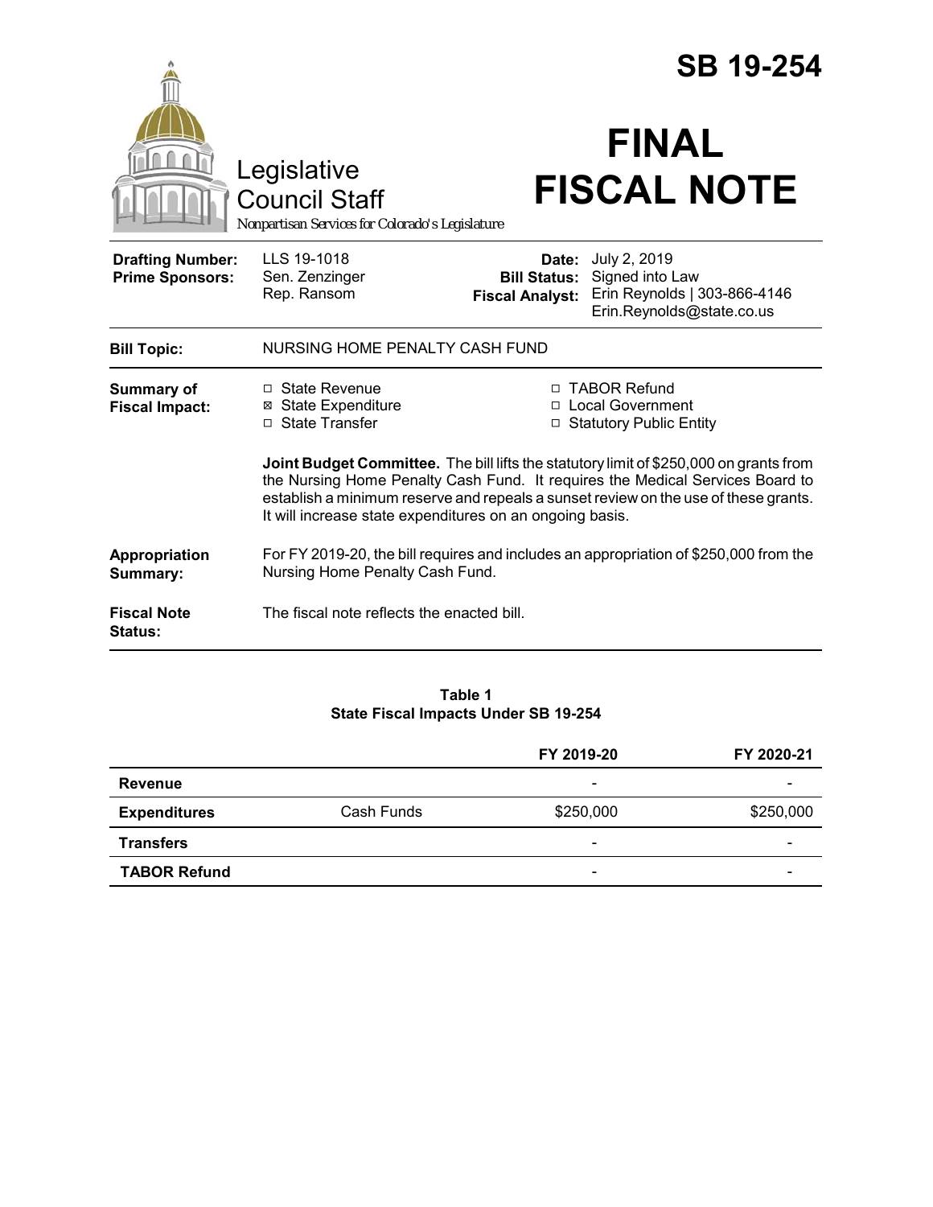# SB 19-254

Legislative Council Staff
*Nonpartisan Services for Colorado's Legislature*

# FINAL FISCAL NOTE

| | | | |
|---|---|---|---|
| **Drafting Number:** | LLS 19-1018 | **Date:** | July 2, 2019 |
| **Prime Sponsors:** | Sen. Zenzinger<br>Rep. Ransom | **Bill Status:** | Signed into Law |
| | | **Fiscal Analyst:** | Erin Reynolds \| 303-866-4146<br>Erin.Reynolds@state.co.us |

| | |
|---|---|
| **Bill Topic:** | NURSING HOME PENALTY CASH FUND |

**Summary of Fiscal Impact:**

- ☐ State Revenue
- ☒ State Expenditure
- ☐ State Transfer
- ☐ TABOR Refund
- ☐ Local Government
- ☐ Statutory Public Entity

**Joint Budget Committee.** The bill lifts the statutory limit of $250,000 on grants from the Nursing Home Penalty Cash Fund. It requires the Medical Services Board to establish a minimum reserve and repeals a sunset review on the use of these grants. It will increase state expenditures on an ongoing basis.

**Appropriation Summary:** For FY 2019-20, the bill requires and includes an appropriation of $250,000 from the Nursing Home Penalty Cash Fund.

**Fiscal Note Status:** The fiscal note reflects the enacted bill.

**Table 1**
**State Fiscal Impacts Under SB 19-254**

| | | FY 2019-20 | FY 2020-21 |
|---|---|---|---|
| **Revenue** | | - | - |
| **Expenditures** | Cash Funds | $250,000 | $250,000 |
| **Transfers** | | - | - |
| **TABOR Refund** | | - | - |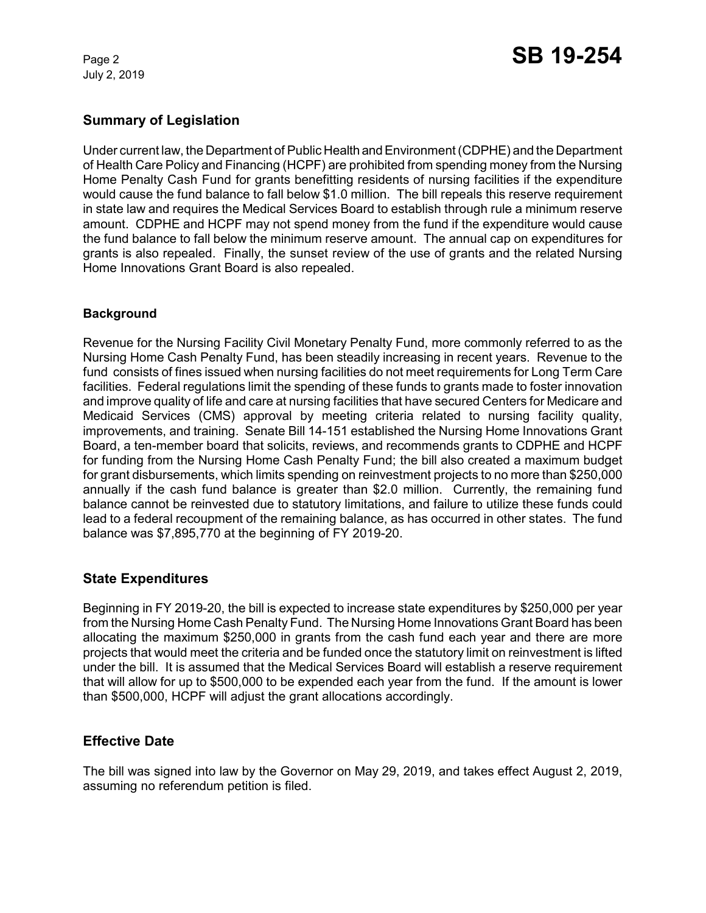## Summary of Legislation

Under current law, the Department of Public Health and Environment (CDPHE) and the Department of Health Care Policy and Financing (HCPF) are prohibited from spending money from the Nursing Home Penalty Cash Fund for grants benefitting residents of nursing facilities if the expenditure would cause the fund balance to fall below $1.0 million. The bill repeals this reserve requirement in state law and requires the Medical Services Board to establish through rule a minimum reserve amount. CDPHE and HCPF may not spend money from the fund if the expenditure would cause the fund balance to fall below the minimum reserve amount. The annual cap on expenditures for grants is also repealed. Finally, the sunset review of the use of grants and the related Nursing Home Innovations Grant Board is also repealed.

### Background

Revenue for the Nursing Facility Civil Monetary Penalty Fund, more commonly referred to as the Nursing Home Cash Penalty Fund, has been steadily increasing in recent years. Revenue to the fund consists of fines issued when nursing facilities do not meet requirements for Long Term Care facilities. Federal regulations limit the spending of these funds to grants made to foster innovation and improve quality of life and care at nursing facilities that have secured Centers for Medicare and Medicaid Services (CMS) approval by meeting criteria related to nursing facility quality, improvements, and training. Senate Bill 14-151 established the Nursing Home Innovations Grant Board, a ten-member board that solicits, reviews, and recommends grants to CDPHE and HCPF for funding from the Nursing Home Cash Penalty Fund; the bill also created a maximum budget for grant disbursements, which limits spending on reinvestment projects to no more than $250,000 annually if the cash fund balance is greater than $2.0 million. Currently, the remaining fund balance cannot be reinvested due to statutory limitations, and failure to utilize these funds could lead to a federal recoupment of the remaining balance, as has occurred in other states. The fund balance was $7,895,770 at the beginning of FY 2019-20.

## State Expenditures

Beginning in FY 2019-20, the bill is expected to increase state expenditures by $250,000 per year from the Nursing Home Cash Penalty Fund. The Nursing Home Innovations Grant Board has been allocating the maximum $250,000 in grants from the cash fund each year and there are more projects that would meet the criteria and be funded once the statutory limit on reinvestment is lifted under the bill. It is assumed that the Medical Services Board will establish a reserve requirement that will allow for up to $500,000 to be expended each year from the fund. If the amount is lower than $500,000, HCPF will adjust the grant allocations accordingly.

## Effective Date

The bill was signed into law by the Governor on May 29, 2019, and takes effect August 2, 2019, assuming no referendum petition is filed.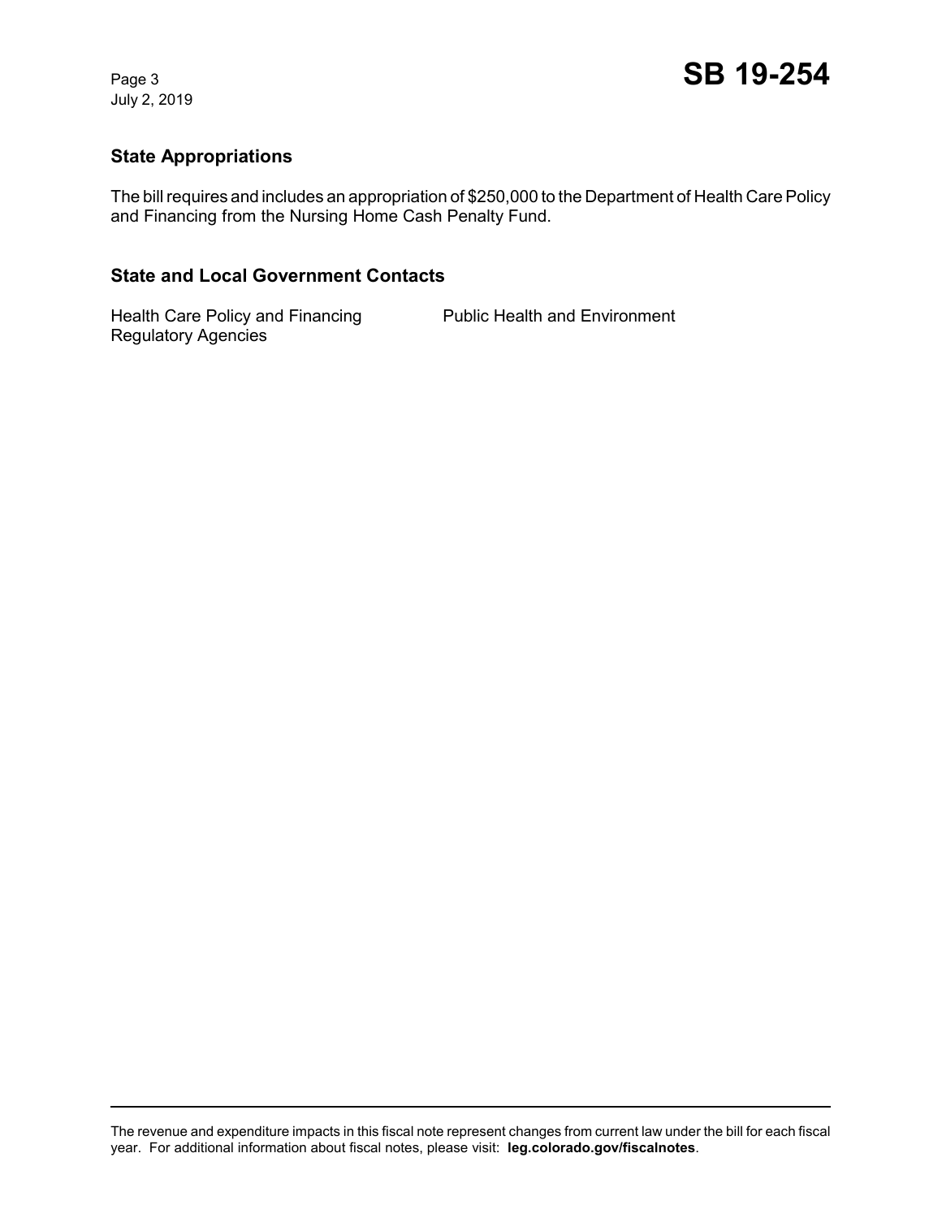## State Appropriations

The bill requires and includes an appropriation of $250,000 to the Department of Health Care Policy and Financing from the Nursing Home Cash Penalty Fund.

## State and Local Government Contacts

Health Care Policy and Financing
Public Health and Environment
Regulatory Agencies

The revenue and expenditure impacts in this fiscal note represent changes from current law under the bill for each fiscal year. For additional information about fiscal notes, please visit: **leg.colorado.gov/fiscalnotes**.